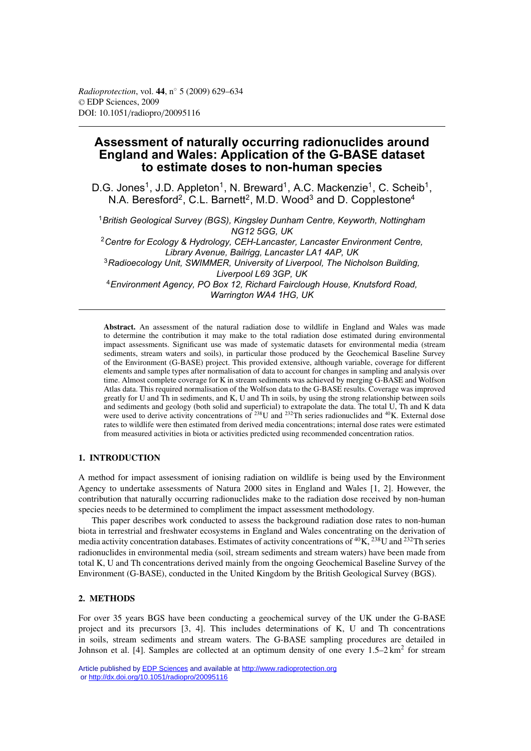# Assessment of naturally occurring radionuclides around England and Wales: Application of the G-BASE dataset to estimate doses to non-human species

D.G. Jones[1], J.D. Appleton[1], N. Breward[1], A.C. Mackenzie[1], C. Scheib[1], N.A. Beresford[2], C.L. Barnett[2], M.D. Wood[3] and D. Copplestone[4]

[1] *British Geological Survey (BGS), Kingsley Dunham Centre, Keyworth, Nottingham NG12 5GG, UK*

[2] *Centre for Ecology & Hydrology, CEH-Lancaster, Lancaster Environment Centre, Library Avenue, Bailrigg, Lancaster LA1 4AP, UK*

[3] *Radioecology Unit, SWIMMER, University of Liverpool, The Nicholson Building, Liverpool L69 3GP, UK*

[4] *Environment Agency, PO Box 12, Richard Fairclough House, Knutsford Road, Warrington WA4 1HG, UK*

**Abstract.** An assessment of the natural radiation dose to wildlife in England and Wales was made to determine the contribution it may make to the total radiation dose estimated during environmental impact assessments. Significant use was made of systematic datasets for environmental media (stream sediments, stream waters and soils), in particular those produced by the Geochemical Baseline Survey of the Environment (G-BASE) project. This provided extensive, although variable, coverage for different elements and sample types after normalisation of data to account for changes in sampling and analysis over time. Almost complete coverage for K in stream sediments was achieved by merging G-BASE and Wolfson Atlas data. This required normalisation of the Wolfson data to the G-BASE results. Coverage was improved greatly for U and Th in sediments, and K, U and Th in soils, by using the strong relationship between soils and sediments and geology (both solid and superficial) to extrapolate the data. The total U, Th and K data were used to derive activity concentrations of $^{238}$U and $^{232}$Th series radionuclides and $^{40}$K. External dose rates to wildlife were then estimated from derived media concentrations; internal dose rates were estimated from measured activities in biota or activities predicted using recommended concentration ratios.

## 1. INTRODUCTION

A method for impact assessment of ionising radiation on wildlife is being used by the Environment Agency to undertake assessments of Natura 2000 sites in England and Wales [1, 2]. However, the contribution that naturally occurring radionuclides make to the radiation dose received by non-human species needs to be determined to compliment the impact assessment methodology.

This paper describes work conducted to assess the background radiation dose rates to non-human biota in terrestrial and freshwater ecosystems in England and Wales concentrating on the derivation of media activity concentration databases. Estimates of activity concentrations of $^{40}$K, $^{238}$U and $^{232}$Th series radionuclides in environmental media (soil, stream sediments and stream waters) have been made from total K, U and Th concentrations derived mainly from the ongoing Geochemical Baseline Survey of the Environment (G-BASE), conducted in the United Kingdom by the British Geological Survey (BGS).

## 2. METHODS

For over 35 years BGS have been conducting a geochemical survey of the UK under the G-BASE project and its precursors [3, 4]. This includes determinations of K, U and Th concentrations in soils, stream sediments and stream waters. The G-BASE sampling procedures are detailed in Johnson et al. [4]. Samples are collected at an optimum density of one every 1.5–2 km$^2$ for stream

Article published by EDP Sciences and available at http://www.radioprotection.org or http://dx.doi.org/10.1051/radiopro/20095116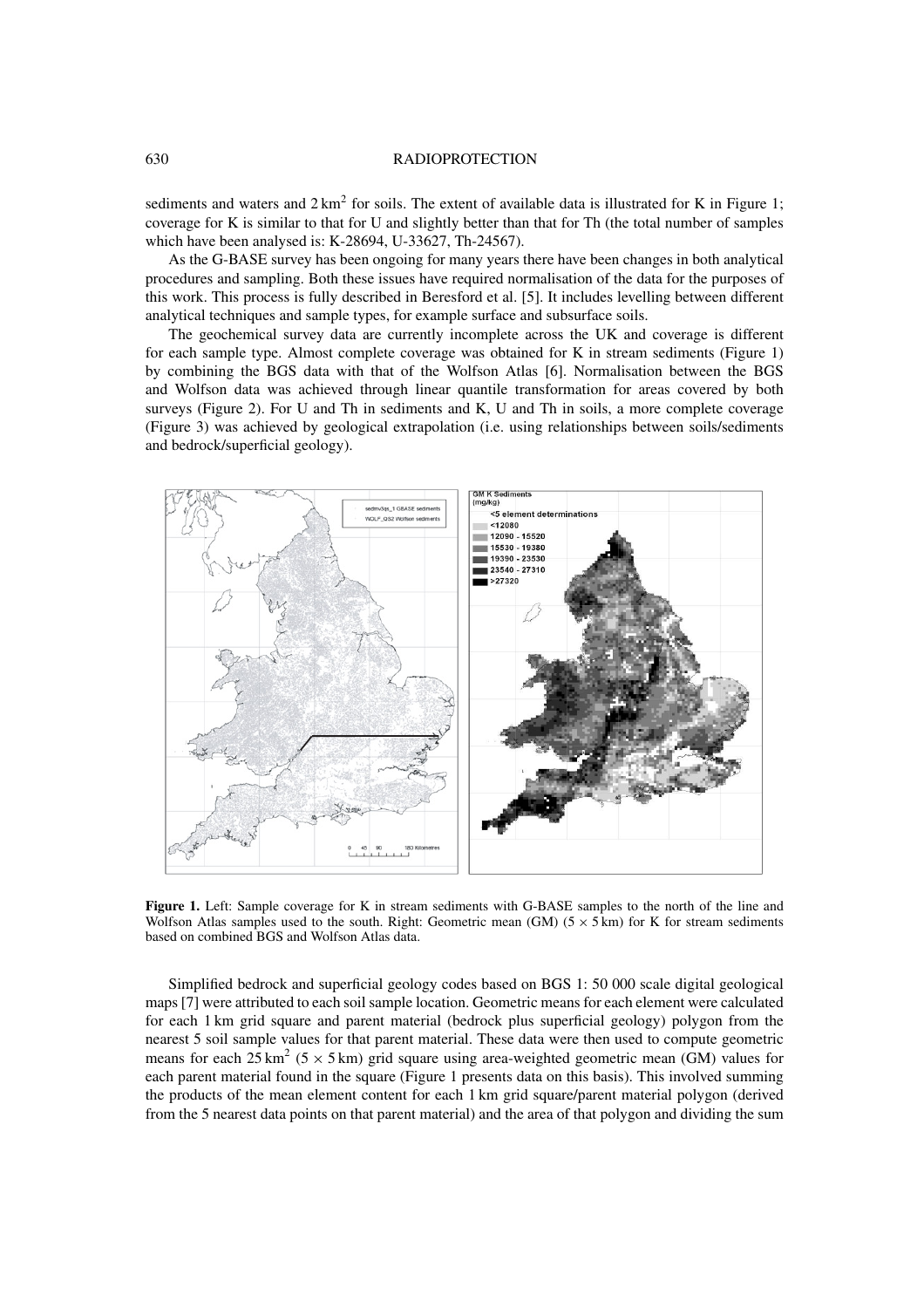sediments and waters and 2 $km^2$ for soils. The extent of available data is illustrated for K in Figure 1; coverage for K is similar to that for U and slightly better than that for Th (the total number of samples which have been analysed is: K-28694, U-33627, Th-24567).

As the G-BASE survey has been ongoing for many years there have been changes in both analytical procedures and sampling. Both these issues have required normalisation of the data for the purposes of this work. This process is fully described in Beresford et al. [5]. It includes levelling between different analytical techniques and sample types, for example surface and subsurface soils.

The geochemical survey data are currently incomplete across the UK and coverage is different for each sample type. Almost complete coverage was obtained for K in stream sediments (Figure 1) by combining the BGS data with that of the Wolfson Atlas [6]. Normalisation between the BGS and Wolfson data was achieved through linear quantile transformation for areas covered by both surveys (Figure 2). For U and Th in sediments and K, U and Th in soils, a more complete coverage (Figure 3) was achieved by geological extrapolation (i.e. using relationships between soils/sediments and bedrock/superficial geology).

**Figure 1.** Left: Sample coverage for K in stream sediments with G-BASE samples to the north of the line and Wolfson Atlas samples used to the south. Right: Geometric mean (GM) ($5 \times 5$ km) for K for stream sediments based on combined BGS and Wolfson Atlas data.

Simplified bedrock and superficial geology codes based on BGS 1: 50 000 scale digital geological maps [7] were attributed to each soil sample location. Geometric means for each element were calculated for each 1 km grid square and parent material (bedrock plus superficial geology) polygon from the nearest 5 soil sample values for that parent material. These data were then used to compute geometric means for each 25 $km^2$ ($5 \times 5$ km) grid square using area-weighted geometric mean (GM) values for each parent material found in the square (Figure 1 presents data on this basis). This involved summing the products of the mean element content for each 1 km grid square/parent material polygon (derived from the 5 nearest data points on that parent material) and the area of that polygon and dividing the sum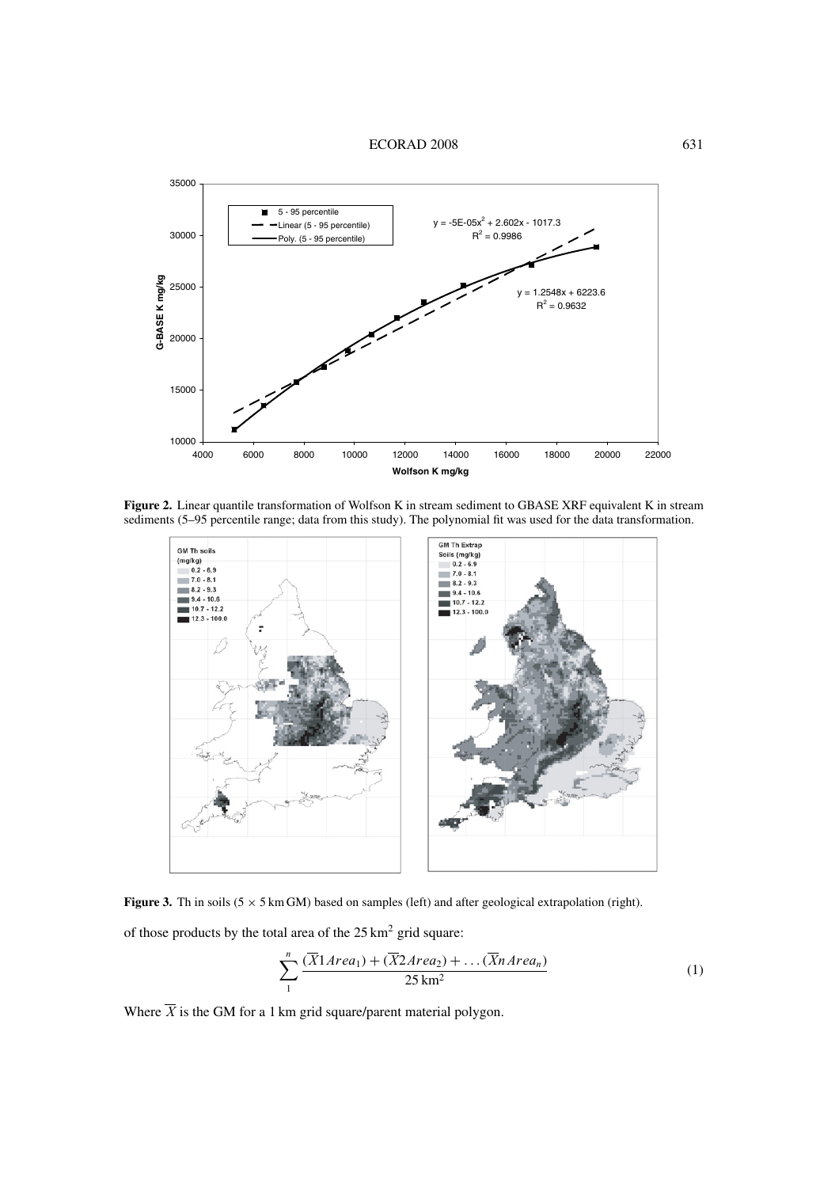**Figure 2.** Linear quantile transformation of Wolfson K in stream sediment to GBASE XRF equivalent K in stream sediments (5–95 percentile range; data from this study). The polynomial fit was used for the data transformation.

**Figure 3.** Th in soils (5 × 5 km GM) based on samples (left) and after geological extrapolation (right).

of those products by the total area of the 25 km$^2$ grid square:

$$\sum_{1}^{n} \frac{(\overline{X}1Area_1) + (\overline{X}2Area_2) + \ldots (\overline{X}n\,Area_n)}{25\,\text{km}^2} \tag{1}$$

Where $\overline{X}$ is the GM for a 1 km grid square/parent material polygon.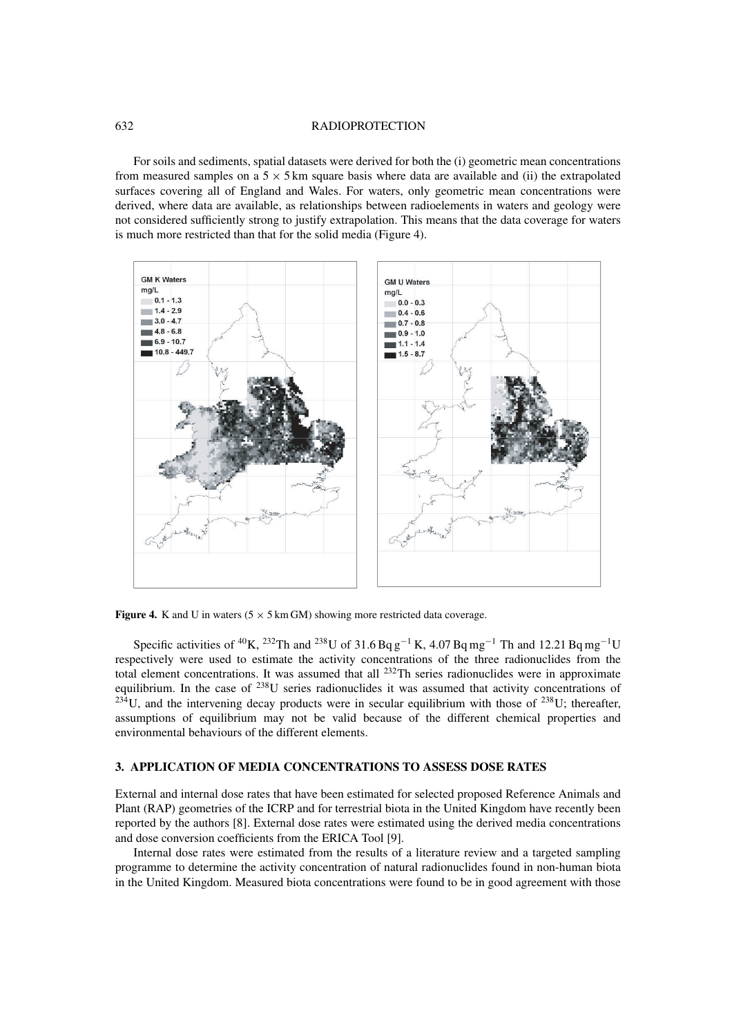For soils and sediments, spatial datasets were derived for both the (i) geometric mean concentrations from measured samples on a $5 \times 5$ km square basis where data are available and (ii) the extrapolated surfaces covering all of England and Wales. For waters, only geometric mean concentrations were derived, where data are available, as relationships between radioelements in waters and geology were not considered sufficiently strong to justify extrapolation. This means that the data coverage for waters is much more restricted than that for the solid media (Figure 4).

**Figure 4.** K and U in waters ($5 \times 5$ km GM) showing more restricted data coverage.

Specific activities of $^{40}$K, $^{232}$Th and $^{238}$U of 31.6 Bq g$^{-1}$ K, 4.07 Bq mg$^{-1}$ Th and 12.21 Bq mg$^{-1}$U respectively were used to estimate the activity concentrations of the three radionuclides from the total element concentrations. It was assumed that all $^{232}$Th series radionuclides were in approximate equilibrium. In the case of $^{238}$U series radionuclides it was assumed that activity concentrations of $^{234}$U, and the intervening decay products were in secular equilibrium with those of $^{238}$U; thereafter, assumptions of equilibrium may not be valid because of the different chemical properties and environmental behaviours of the different elements.

## 3. APPLICATION OF MEDIA CONCENTRATIONS TO ASSESS DOSE RATES

External and internal dose rates that have been estimated for selected proposed Reference Animals and Plant (RAP) geometries of the ICRP and for terrestrial biota in the United Kingdom have recently been reported by the authors [8]. External dose rates were estimated using the derived media concentrations and dose conversion coefficients from the ERICA Tool [9].

Internal dose rates were estimated from the results of a literature review and a targeted sampling programme to determine the activity concentration of natural radionuclides found in non-human biota in the United Kingdom. Measured biota concentrations were found to be in good agreement with those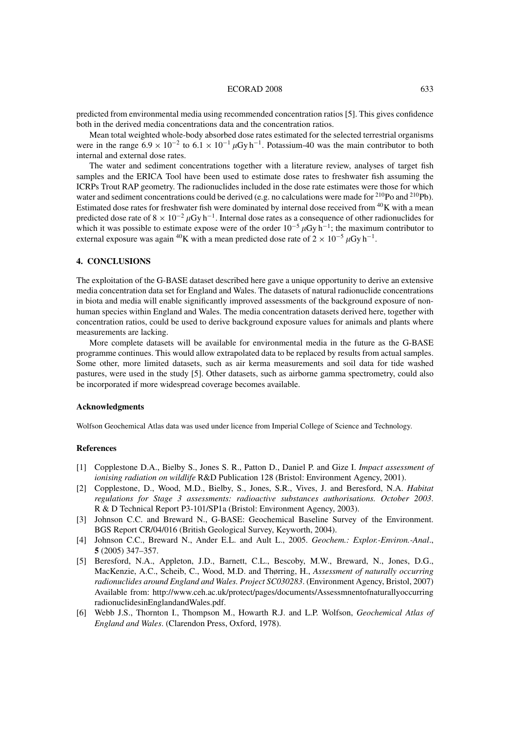predicted from environmental media using recommended concentration ratios [5]. This gives confidence both in the derived media concentrations data and the concentration ratios.

Mean total weighted whole-body absorbed dose rates estimated for the selected terrestrial organisms were in the range $6.9 \times 10^{-2}$ to $6.1 \times 10^{-1}$ $\mu$Gy h$^{-1}$. Potassium-40 was the main contributor to both internal and external dose rates.

The water and sediment concentrations together with a literature review, analyses of target fish samples and the ERICA Tool have been used to estimate dose rates to freshwater fish assuming the ICRPs Trout RAP geometry. The radionuclides included in the dose rate estimates were those for which water and sediment concentrations could be derived (e.g. no calculations were made for $^{210}$Po and $^{210}$Pb). Estimated dose rates for freshwater fish were dominated by internal dose received from $^{40}$K with a mean predicted dose rate of $8 \times 10^{-2}$ $\mu$Gy h$^{-1}$. Internal dose rates as a consequence of other radionuclides for which it was possible to estimate expose were of the order $10^{-5}$ $\mu$Gy h$^{-1}$; the maximum contributor to external exposure was again $^{40}$K with a mean predicted dose rate of $2 \times 10^{-5}$ $\mu$Gy h$^{-1}$.

## 4. CONCLUSIONS

The exploitation of the G-BASE dataset described here gave a unique opportunity to derive an extensive media concentration data set for England and Wales. The datasets of natural radionuclide concentrations in biota and media will enable significantly improved assessments of the background exposure of non-human species within England and Wales. The media concentration datasets derived here, together with concentration ratios, could be used to derive background exposure values for animals and plants where measurements are lacking.

More complete datasets will be available for environmental media in the future as the G-BASE programme continues. This would allow extrapolated data to be replaced by results from actual samples. Some other, more limited datasets, such as air kerma measurements and soil data for tide washed pastures, were used in the study [5]. Other datasets, such as airborne gamma spectrometry, could also be incorporated if more widespread coverage becomes available.

### Acknowledgments

Wolfson Geochemical Atlas data was used under licence from Imperial College of Science and Technology.

### References

[1] Copplestone D.A., Bielby S., Jones S. R., Patton D., Daniel P. and Gize I. *Impact assessment of ionising radiation on wildlife* R&D Publication 128 (Bristol: Environment Agency, 2001).

[2] Copplestone, D., Wood, M.D., Bielby, S., Jones, S.R., Vives, J. and Beresford, N.A. *Habitat regulations for Stage 3 assessments: radioactive substances authorisations. October 2003*. R & D Technical Report P3-101/SP1a (Bristol: Environment Agency, 2003).

[3] Johnson C.C. and Breward N., G-BASE: Geochemical Baseline Survey of the Environment. BGS Report CR/04/016 (British Geological Survey, Keyworth, 2004).

[4] Johnson C.C., Breward N., Ander E.L. and Ault L., 2005. *Geochem.: Explor.-Environ.-Anal*., **5** (2005) 347–357.

[5] Beresford, N.A., Appleton, J.D., Barnett, C.L., Bescoby, M.W., Breward, N., Jones, D.G., MacKenzie, A.C., Scheib, C., Wood, M.D. and Thørring, H., *Assessment of naturally occurring radionuclides around England and Wales. Project SC030283*. (Environment Agency, Bristol, 2007) Available from: http://www.ceh.ac.uk/protect/pages/documents/AssessmnentofnaturallyoccurringradionuclidesinEnglandandWales.pdf.

[6] Webb J.S., Thornton I., Thompson M., Howarth R.J. and L.P. Wolfson, *Geochemical Atlas of England and Wales*. (Clarendon Press, Oxford, 1978).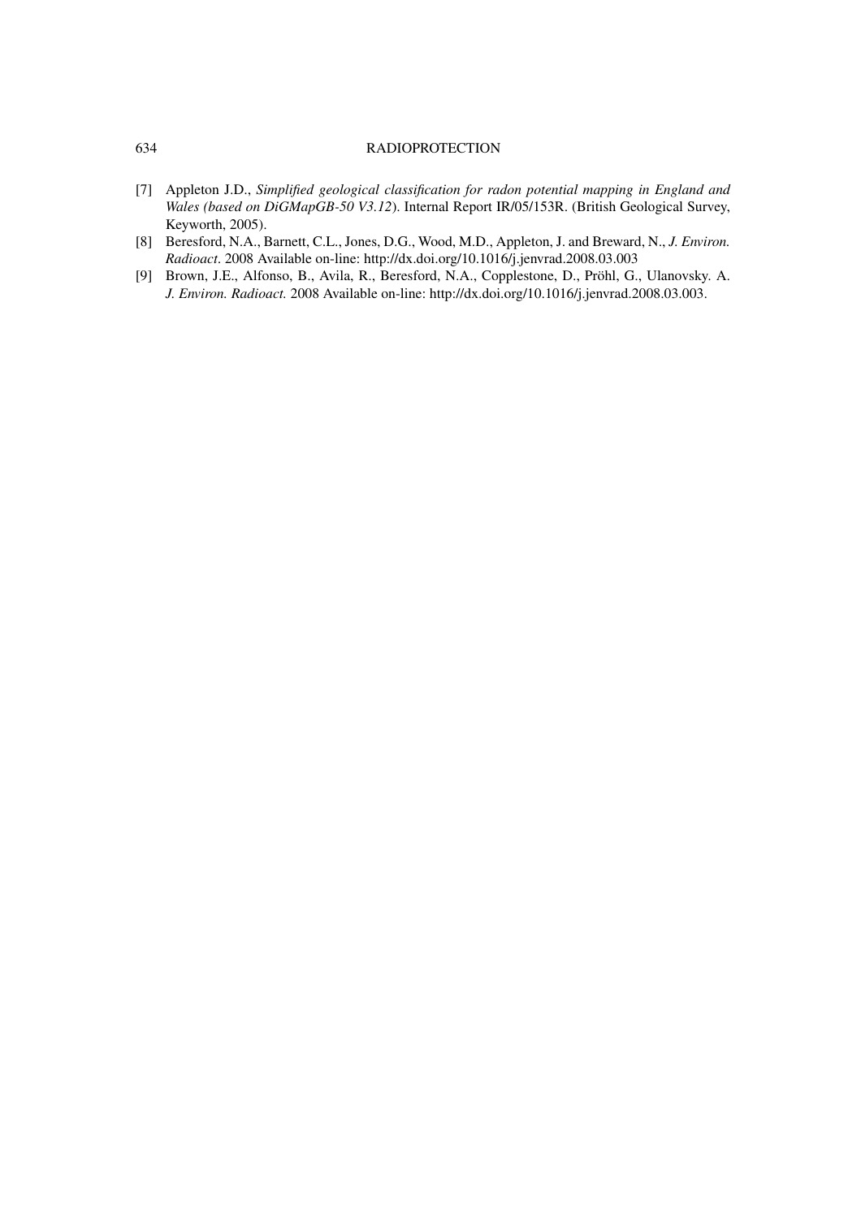[7] Appleton J.D., *Simplified geological classification for radon potential mapping in England and Wales (based on DiGMapGB-50 V3.12)*. Internal Report IR/05/153R. (British Geological Survey, Keyworth, 2005).

[8] Beresford, N.A., Barnett, C.L., Jones, D.G., Wood, M.D., Appleton, J. and Breward, N., *J. Environ. Radioact*. 2008 Available on-line: http://dx.doi.org/10.1016/j.jenvrad.2008.03.003

[9] Brown, J.E., Alfonso, B., Avila, R., Beresford, N.A., Copplestone, D., Pröhl, G., Ulanovsky. A. *J. Environ. Radioact.* 2008 Available on-line: http://dx.doi.org/10.1016/j.jenvrad.2008.03.003.